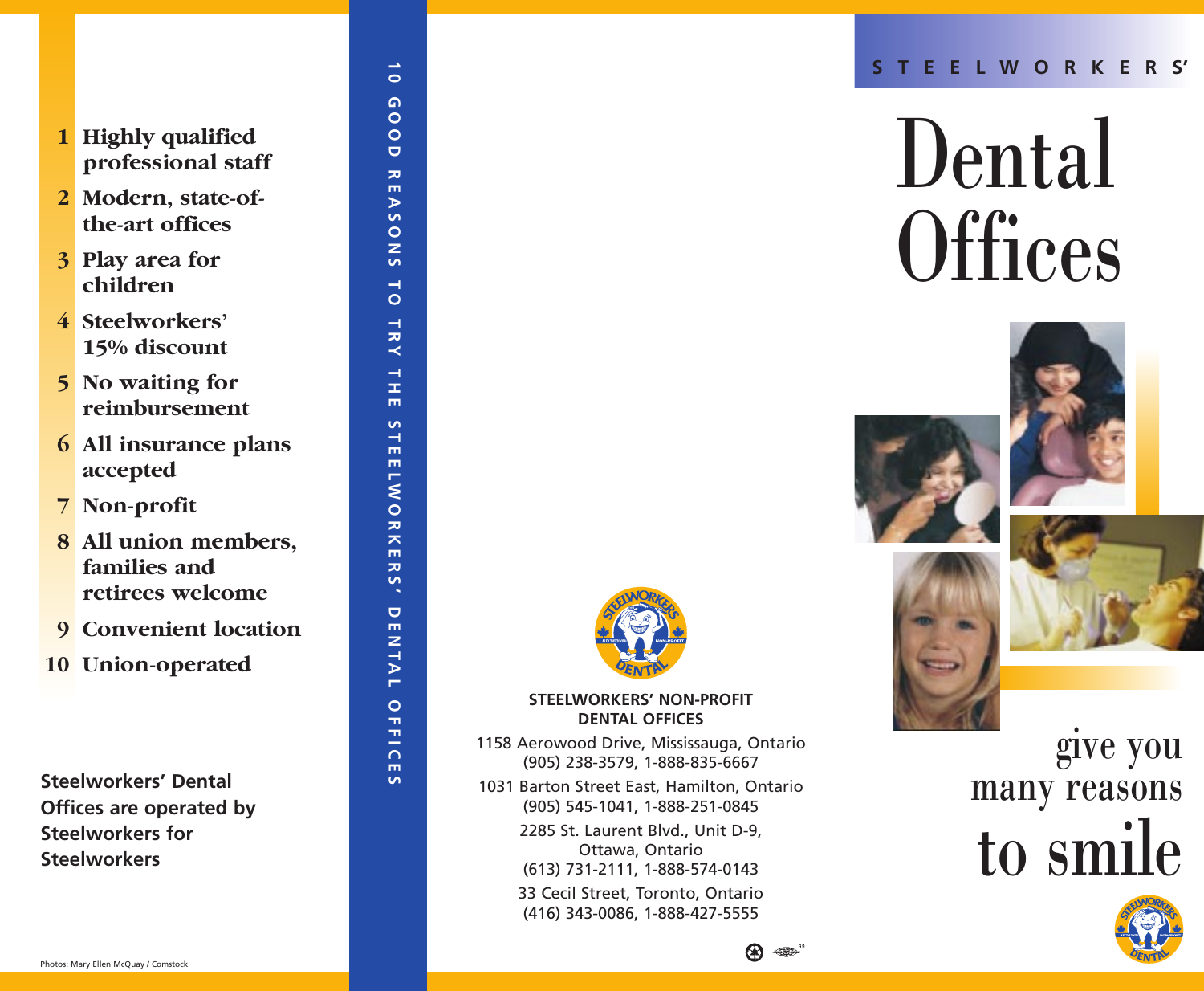1. Highly qualified professional staff
2. Modern, state-of-the-art offices
3. Play area for children
4. Steelworkers' 15% discount
5. No waiting for reimbursement
6. All insurance plans accepted
7. Non-profit
8. All union members, families and retirees welcome
9. Convenient location
10. Union-operated

**Steelworkers' Dental Offices are operated by Steelworkers for Steelworkers**

Photos: Mary Ellen McQuay / Comstock

10 GOOD REASONS TO TRY THE STEELWORKERS' DENTAL OFFICES

**STEELWORKERS' NON-PROFIT DENTAL OFFICES**

1158 Aerowood Drive, Mississauga, Ontario
(905) 238-3579, 1-888-835-6667

1031 Barton Street East, Hamilton, Ontario
(905) 545-1041, 1-888-251-0845

2285 St. Laurent Blvd., Unit D-9, Ottawa, Ontario
(613) 731-2111, 1-888-574-0143

33 Cecil Street, Toronto, Ontario
(416) 343-0086, 1-888-427-5555

STEELWORKERS'

# Dental Offices

give you many reasons to smile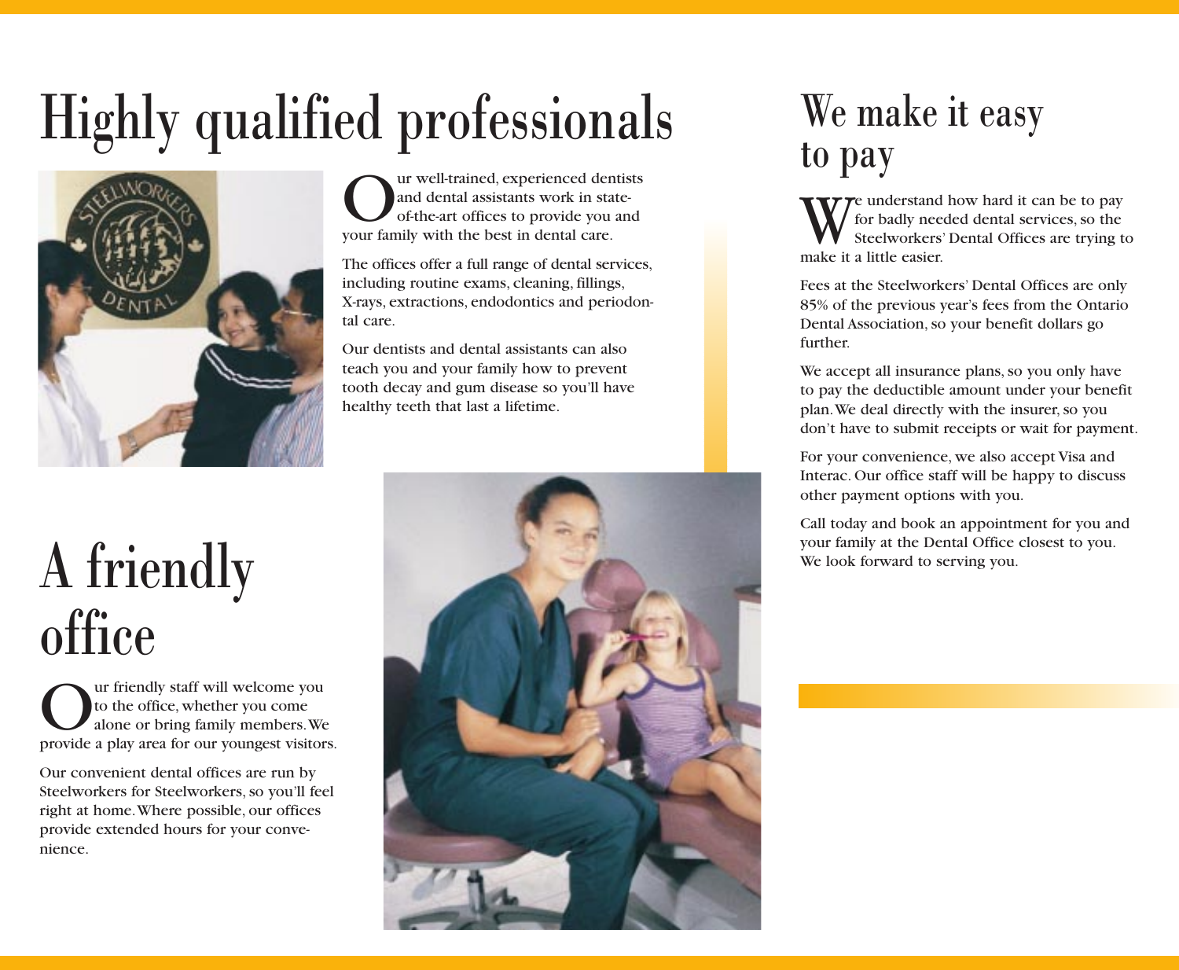# Highly qualified professionals

Our well-trained, experienced dentists and dental assistants work in state-of-the-art offices to provide you and your family with the best in dental care.

The offices offer a full range of dental services, including routine exams, cleaning, fillings, X-rays, extractions, endodontics and periodontal care.

Our dentists and dental assistants can also teach you and your family how to prevent tooth decay and gum disease so you'll have healthy teeth that last a lifetime.

# A friendly office

Our friendly staff will welcome you to the office, whether you come alone or bring family members. We provide a play area for our youngest visitors.

Our convenient dental offices are run by Steelworkers for Steelworkers, so you'll feel right at home. Where possible, our offices provide extended hours for your convenience.

# We make it easy to pay

We understand how hard it can be to pay for badly needed dental services, so the Steelworkers' Dental Offices are trying to make it a little easier.

Fees at the Steelworkers' Dental Offices are only 85% of the previous year's fees from the Ontario Dental Association, so your benefit dollars go further.

We accept all insurance plans, so you only have to pay the deductible amount under your benefit plan. We deal directly with the insurer, so you don't have to submit receipts or wait for payment.

For your convenience, we also accept Visa and Interac. Our office staff will be happy to discuss other payment options with you.

Call today and book an appointment for you and your family at the Dental Office closest to you. We look forward to serving you.